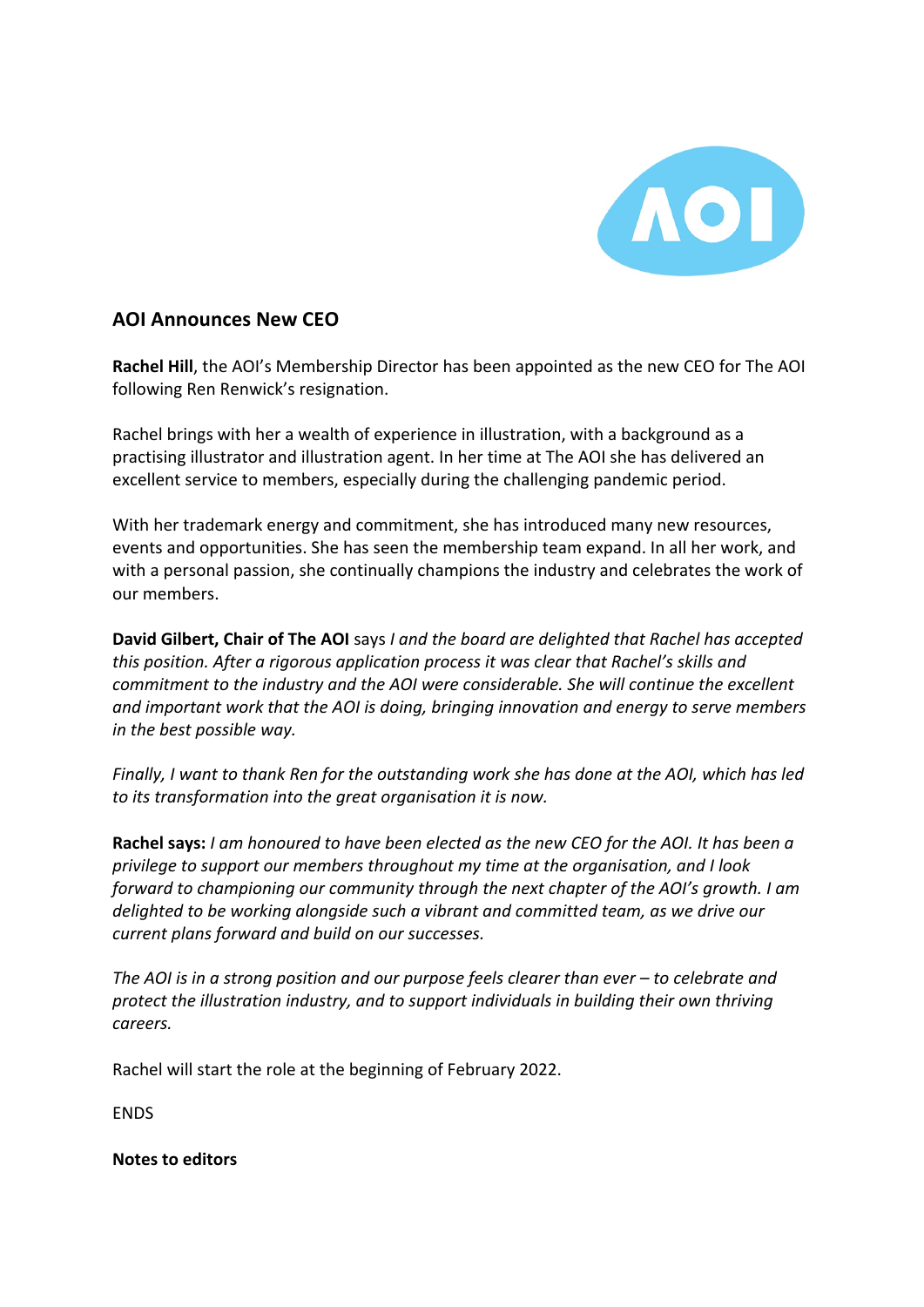## AOI Announces New CEO

**Rachel Hill**, the AOI's Membership Director has been appointed as the new CEO for The AOI following Ren Renwick's resignation.

Rachel brings with her a wealth of experience in illustration, with a background as a practising illustrator and illustration agent. In her time at The AOI she has delivered an excellent service to members, especially during the challenging pandemic period.

With her trademark energy and commitment, she has introduced many new resources, events and opportunities. She has seen the membership team expand. In all her work, and with a personal passion, she continually champions the industry and celebrates the work of our members.

**David Gilbert, Chair of The AOI** says *I and the board are delighted that Rachel has accepted this position. After a rigorous application process it was clear that Rachel's skills and commitment to the industry and the AOI were considerable. She will continue the excellent and important work that the AOI is doing, bringing innovation and energy to serve members in the best possible way.*

*Finally, I want to thank Ren for the outstanding work she has done at the AOI, which has led to its transformation into the great organisation it is now.*

**Rachel says:** *I am honoured to have been elected as the new CEO for the AOI. It has been a privilege to support our members throughout my time at the organisation, and I look forward to championing our community through the next chapter of the AOI's growth. I am delighted to be working alongside such a vibrant and committed team, as we drive our current plans forward and build on our successes.*

*The AOI is in a strong position and our purpose feels clearer than ever – to celebrate and protect the illustration industry, and to support individuals in building their own thriving careers.*

Rachel will start the role at the beginning of February 2022.

ENDS

**Notes to editors**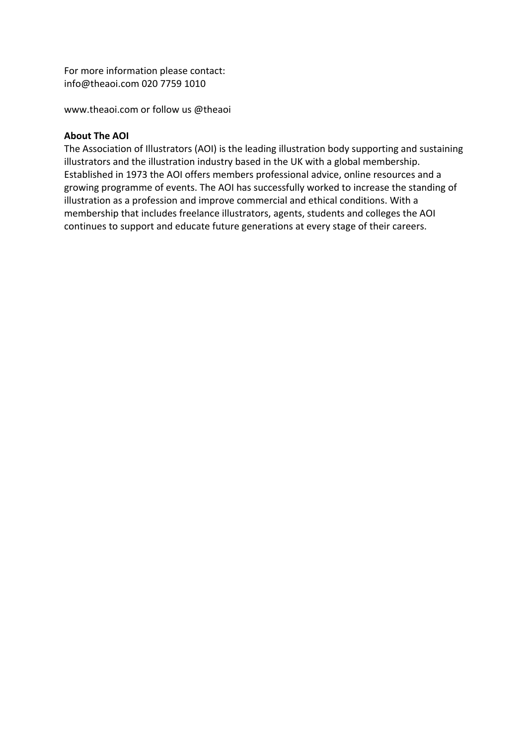For more information please contact:
info@theaoi.com 020 7759 1010

www.theaoi.com or follow us @theaoi

**About The AOI**

The Association of Illustrators (AOI) is the leading illustration body supporting and sustaining illustrators and the illustration industry based in the UK with a global membership. Established in 1973 the AOI offers members professional advice, online resources and a growing programme of events. The AOI has successfully worked to increase the standing of illustration as a profession and improve commercial and ethical conditions. With a membership that includes freelance illustrators, agents, students and colleges the AOI continues to support and educate future generations at every stage of their careers.